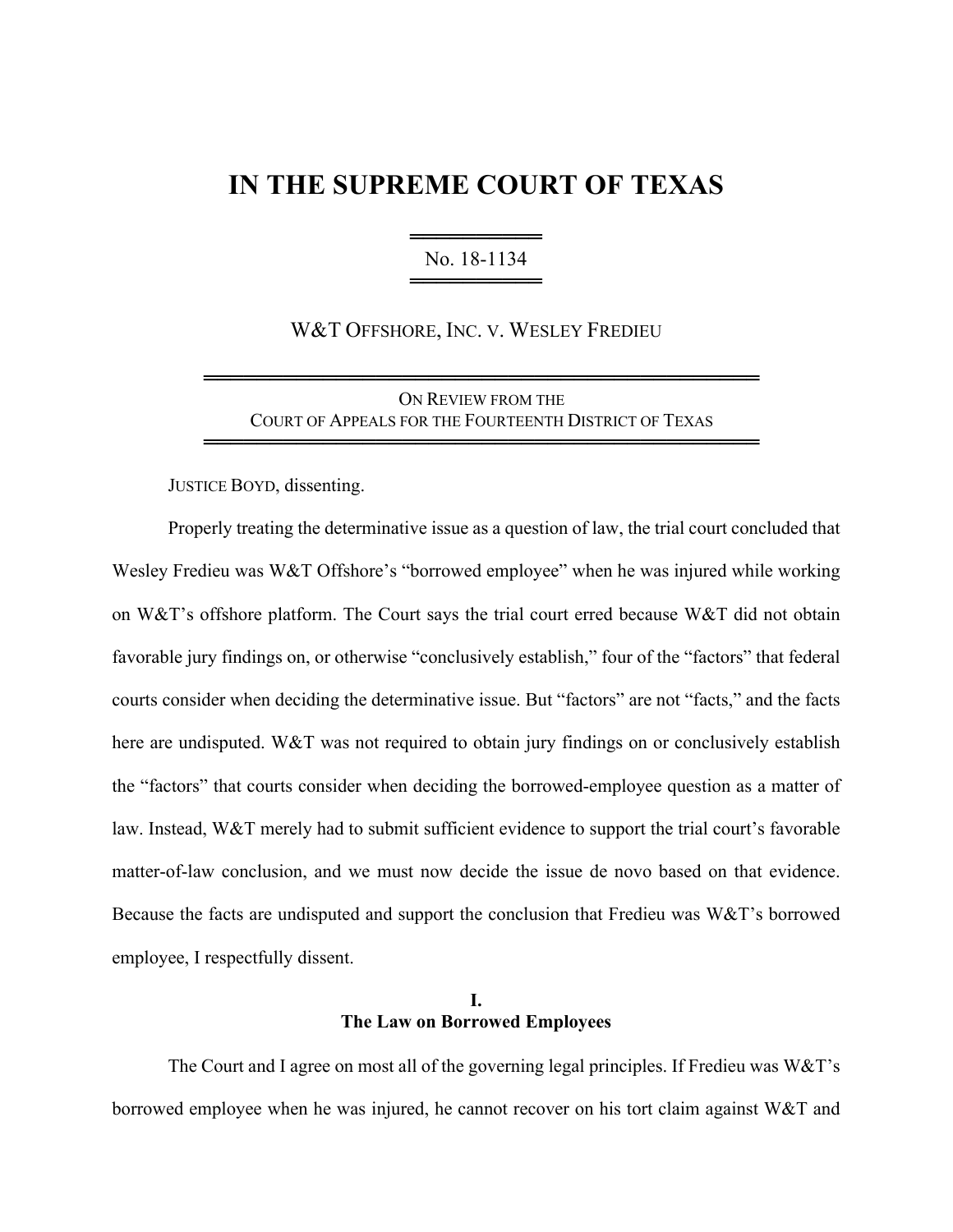# IN THE SUPREME COURT OF TEXAS

No. 18-1134

W&T OFFSHORE, INC. v. WESLEY FREDIEU

ON REVIEW FROM THE
COURT OF APPEALS FOR THE FOURTEENTH DISTRICT OF TEXAS

JUSTICE BOYD, dissenting.

Properly treating the determinative issue as a question of law, the trial court concluded that Wesley Fredieu was W&T Offshore's "borrowed employee" when he was injured while working on W&T's offshore platform. The Court says the trial court erred because W&T did not obtain favorable jury findings on, or otherwise "conclusively establish," four of the "factors" that federal courts consider when deciding the determinative issue. But "factors" are not "facts," and the facts here are undisputed. W&T was not required to obtain jury findings on or conclusively establish the "factors" that courts consider when deciding the borrowed-employee question as a matter of law. Instead, W&T merely had to submit sufficient evidence to support the trial court's favorable matter-of-law conclusion, and we must now decide the issue de novo based on that evidence. Because the facts are undisputed and support the conclusion that Fredieu was W&T's borrowed employee, I respectfully dissent.

## I. The Law on Borrowed Employees

The Court and I agree on most all of the governing legal principles. If Fredieu was W&T's borrowed employee when he was injured, he cannot recover on his tort claim against W&T and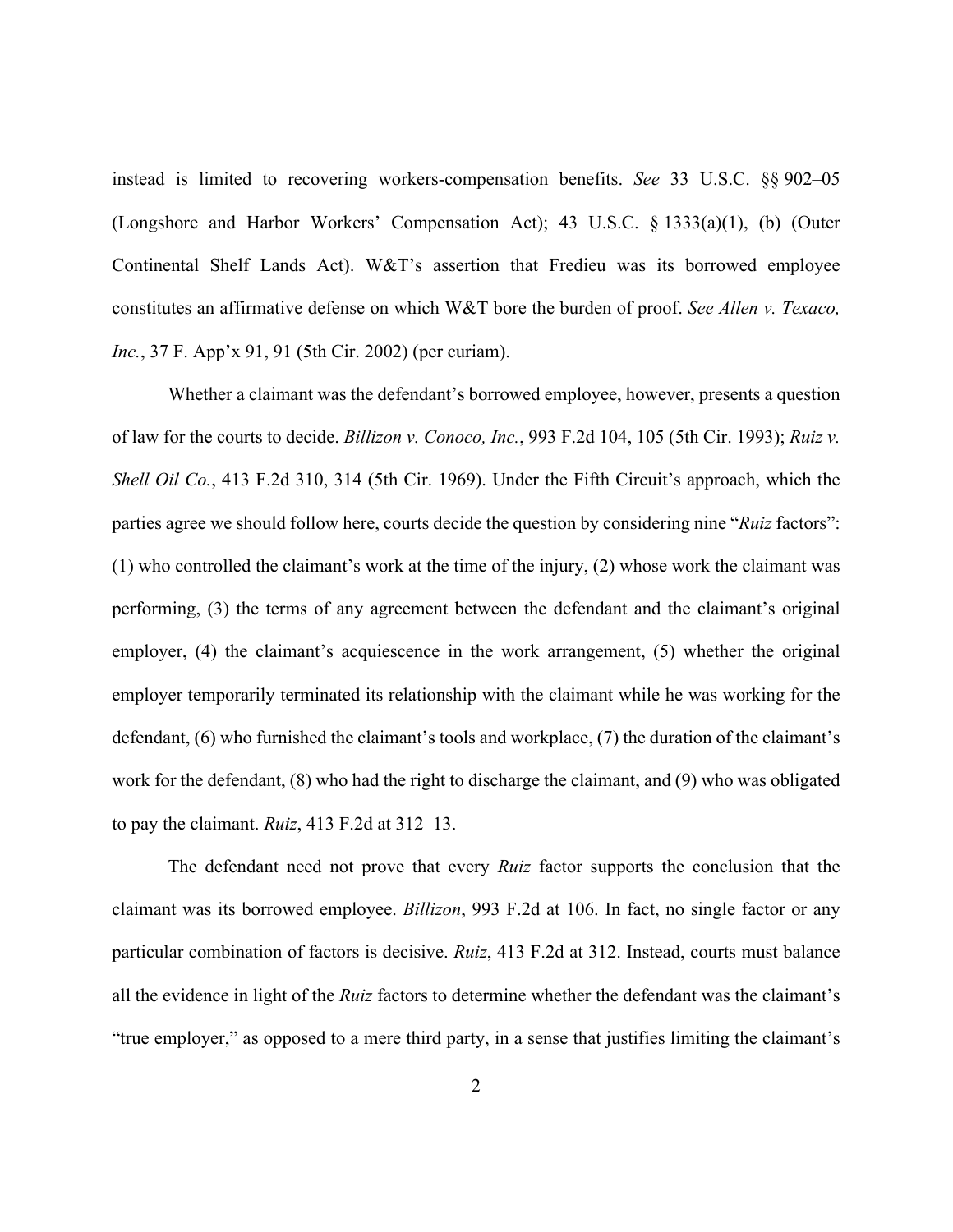instead is limited to recovering workers-compensation benefits. *See* 33 U.S.C. §§ 902–05 (Longshore and Harbor Workers' Compensation Act); 43 U.S.C. § 1333(a)(1), (b) (Outer Continental Shelf Lands Act). W&T's assertion that Fredieu was its borrowed employee constitutes an affirmative defense on which W&T bore the burden of proof. *See Allen v. Texaco, Inc.*, 37 F. App'x 91, 91 (5th Cir. 2002) (per curiam).

Whether a claimant was the defendant's borrowed employee, however, presents a question of law for the courts to decide. *Billizon v. Conoco, Inc.*, 993 F.2d 104, 105 (5th Cir. 1993); *Ruiz v. Shell Oil Co.*, 413 F.2d 310, 314 (5th Cir. 1969). Under the Fifth Circuit's approach, which the parties agree we should follow here, courts decide the question by considering nine "*Ruiz* factors": (1) who controlled the claimant's work at the time of the injury, (2) whose work the claimant was performing, (3) the terms of any agreement between the defendant and the claimant's original employer, (4) the claimant's acquiescence in the work arrangement, (5) whether the original employer temporarily terminated its relationship with the claimant while he was working for the defendant, (6) who furnished the claimant's tools and workplace, (7) the duration of the claimant's work for the defendant, (8) who had the right to discharge the claimant, and (9) who was obligated to pay the claimant. *Ruiz*, 413 F.2d at 312–13.

The defendant need not prove that every *Ruiz* factor supports the conclusion that the claimant was its borrowed employee. *Billizon*, 993 F.2d at 106. In fact, no single factor or any particular combination of factors is decisive. *Ruiz*, 413 F.2d at 312. Instead, courts must balance all the evidence in light of the *Ruiz* factors to determine whether the defendant was the claimant's "true employer," as opposed to a mere third party, in a sense that justifies limiting the claimant's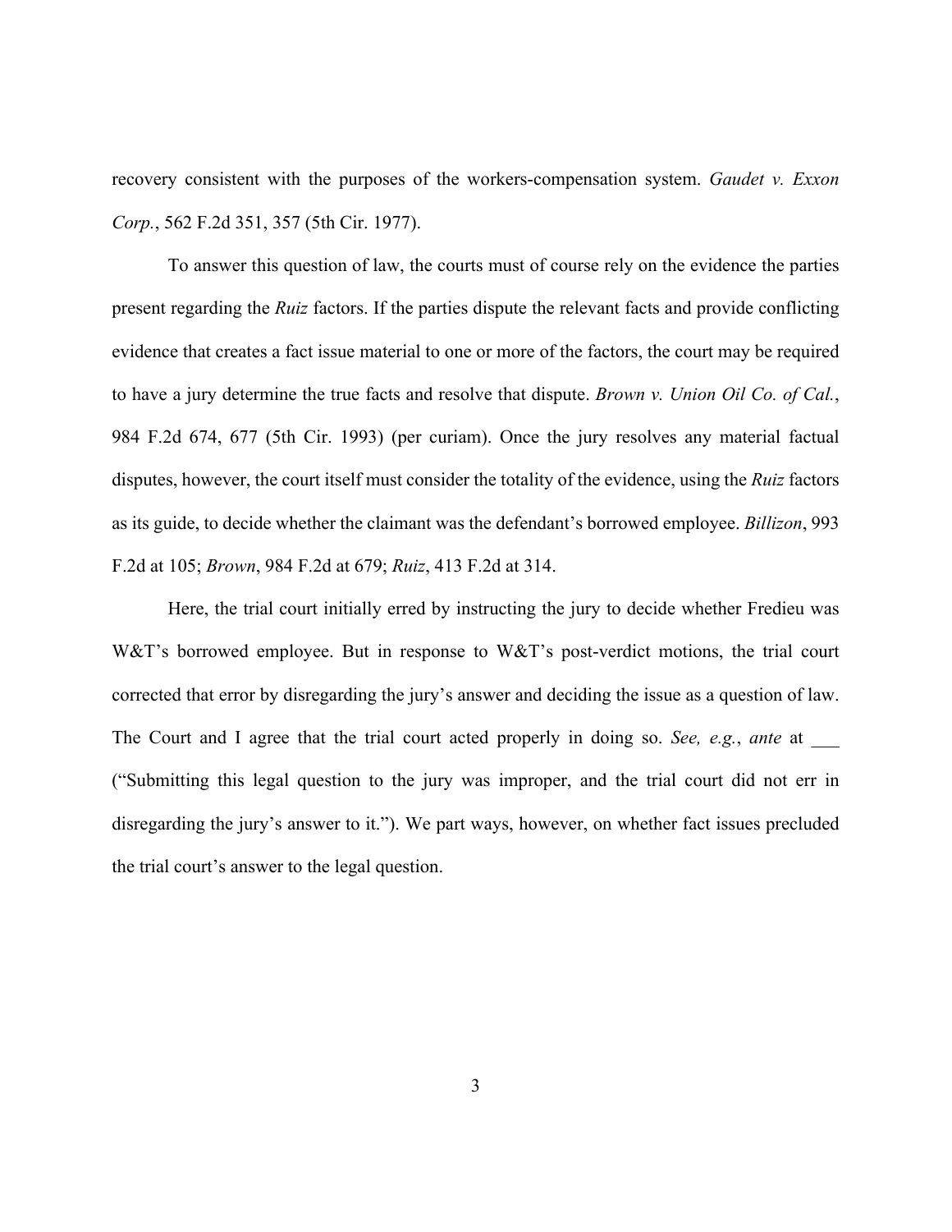recovery consistent with the purposes of the workers-compensation system. *Gaudet v. Exxon Corp.*, 562 F.2d 351, 357 (5th Cir. 1977).

To answer this question of law, the courts must of course rely on the evidence the parties present regarding the *Ruiz* factors. If the parties dispute the relevant facts and provide conflicting evidence that creates a fact issue material to one or more of the factors, the court may be required to have a jury determine the true facts and resolve that dispute. *Brown v. Union Oil Co. of Cal.*, 984 F.2d 674, 677 (5th Cir. 1993) (per curiam). Once the jury resolves any material factual disputes, however, the court itself must consider the totality of the evidence, using the *Ruiz* factors as its guide, to decide whether the claimant was the defendant's borrowed employee. *Billizon*, 993 F.2d at 105; *Brown*, 984 F.2d at 679; *Ruiz*, 413 F.2d at 314.

Here, the trial court initially erred by instructing the jury to decide whether Fredieu was W&T's borrowed employee. But in response to W&T's post-verdict motions, the trial court corrected that error by disregarding the jury's answer and deciding the issue as a question of law. The Court and I agree that the trial court acted properly in doing so. *See, e.g.*, *ante* at ___ ("Submitting this legal question to the jury was improper, and the trial court did not err in disregarding the jury's answer to it."). We part ways, however, on whether fact issues precluded the trial court's answer to the legal question.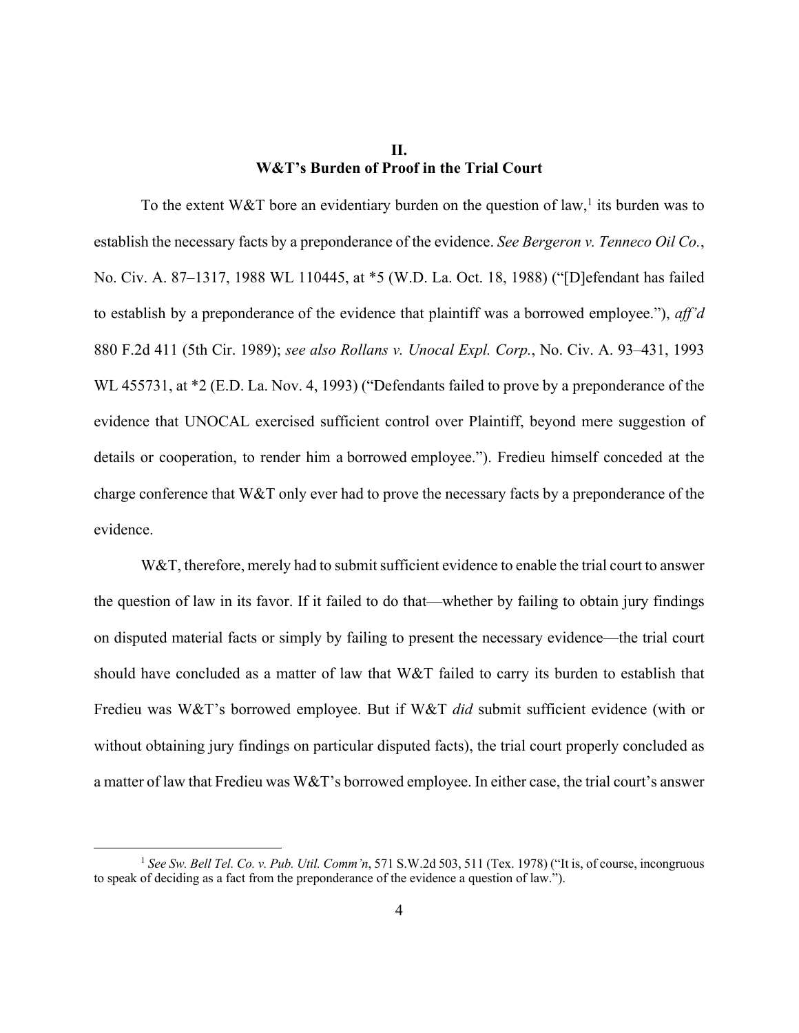## II.
## W&T's Burden of Proof in the Trial Court

To the extent W&T bore an evidentiary burden on the question of law,[1] its burden was to establish the necessary facts by a preponderance of the evidence. *See Bergeron v. Tenneco Oil Co.*, No. Civ. A. 87–1317, 1988 WL 110445, at *5 (W.D. La. Oct. 18, 1988) ("[D]efendant has failed to establish by a preponderance of the evidence that plaintiff was a borrowed employee."), *aff'd* 880 F.2d 411 (5th Cir. 1989); *see also Rollans v. Unocal Expl. Corp.*, No. Civ. A. 93–431, 1993 WL 455731, at *2 (E.D. La. Nov. 4, 1993) ("Defendants failed to prove by a preponderance of the evidence that UNOCAL exercised sufficient control over Plaintiff, beyond mere suggestion of details or cooperation, to render him a borrowed employee."). Fredieu himself conceded at the charge conference that W&T only ever had to prove the necessary facts by a preponderance of the evidence.

W&T, therefore, merely had to submit sufficient evidence to enable the trial court to answer the question of law in its favor. If it failed to do that—whether by failing to obtain jury findings on disputed material facts or simply by failing to present the necessary evidence—the trial court should have concluded as a matter of law that W&T failed to carry its burden to establish that Fredieu was W&T's borrowed employee. But if W&T *did* submit sufficient evidence (with or without obtaining jury findings on particular disputed facts), the trial court properly concluded as a matter of law that Fredieu was W&T's borrowed employee. In either case, the trial court's answer

[1] *See Sw. Bell Tel. Co. v. Pub. Util. Comm'n*, 571 S.W.2d 503, 511 (Tex. 1978) ("It is, of course, incongruous to speak of deciding as a fact from the preponderance of the evidence a question of law.").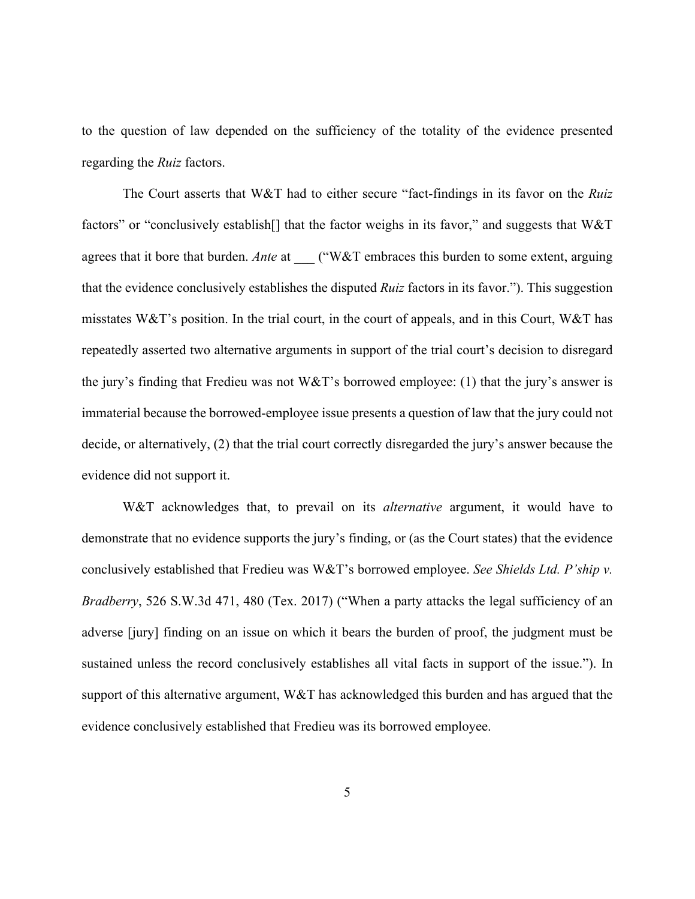to the question of law depended on the sufficiency of the totality of the evidence presented regarding the *Ruiz* factors.

The Court asserts that W&T had to either secure "fact-findings in its favor on the *Ruiz* factors" or "conclusively establish[] that the factor weighs in its favor," and suggests that W&T agrees that it bore that burden. *Ante* at ___ ("W&T embraces this burden to some extent, arguing that the evidence conclusively establishes the disputed *Ruiz* factors in its favor."). This suggestion misstates W&T's position. In the trial court, in the court of appeals, and in this Court, W&T has repeatedly asserted two alternative arguments in support of the trial court's decision to disregard the jury's finding that Fredieu was not W&T's borrowed employee: (1) that the jury's answer is immaterial because the borrowed-employee issue presents a question of law that the jury could not decide, or alternatively, (2) that the trial court correctly disregarded the jury's answer because the evidence did not support it.

W&T acknowledges that, to prevail on its *alternative* argument, it would have to demonstrate that no evidence supports the jury's finding, or (as the Court states) that the evidence conclusively established that Fredieu was W&T's borrowed employee. *See Shields Ltd. P'ship v. Bradberry*, 526 S.W.3d 471, 480 (Tex. 2017) ("When a party attacks the legal sufficiency of an adverse [jury] finding on an issue on which it bears the burden of proof, the judgment must be sustained unless the record conclusively establishes all vital facts in support of the issue."). In support of this alternative argument, W&T has acknowledged this burden and has argued that the evidence conclusively established that Fredieu was its borrowed employee.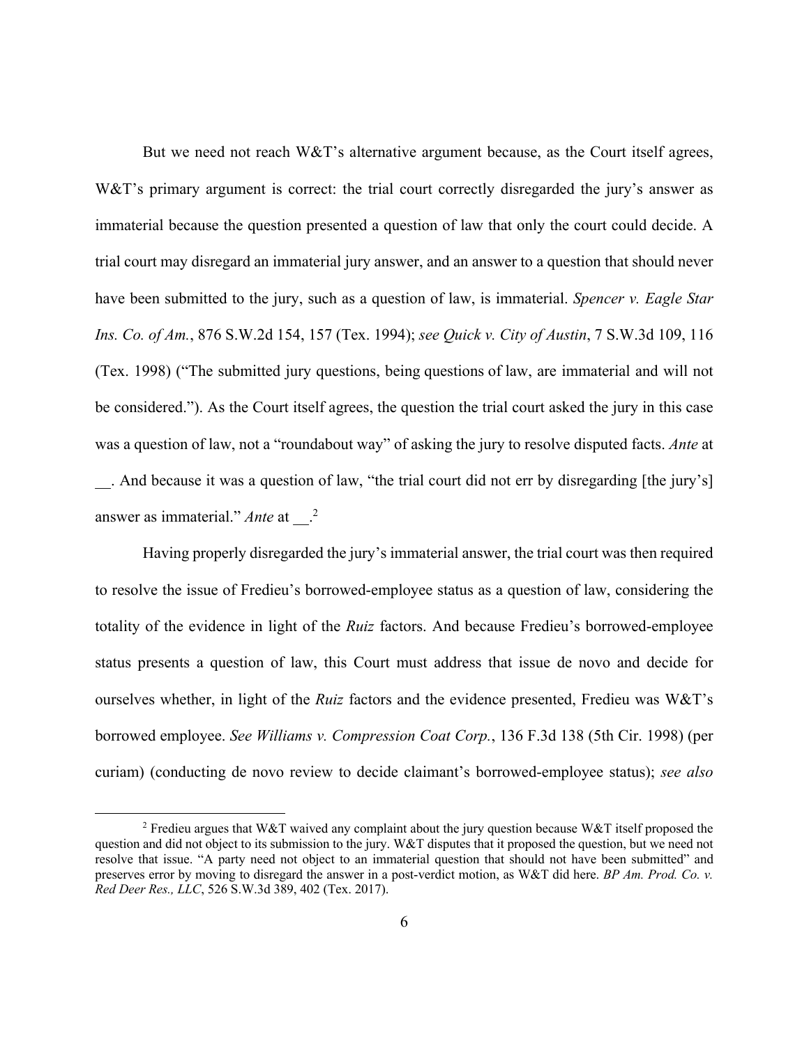But we need not reach W&T's alternative argument because, as the Court itself agrees, W&T's primary argument is correct: the trial court correctly disregarded the jury's answer as immaterial because the question presented a question of law that only the court could decide. A trial court may disregard an immaterial jury answer, and an answer to a question that should never have been submitted to the jury, such as a question of law, is immaterial. *Spencer v. Eagle Star Ins. Co. of Am.*, 876 S.W.2d 154, 157 (Tex. 1994); *see Quick v. City of Austin*, 7 S.W.3d 109, 116 (Tex. 1998) ("The submitted jury questions, being questions of law, are immaterial and will not be considered."). As the Court itself agrees, the question the trial court asked the jury in this case was a question of law, not a "roundabout way" of asking the jury to resolve disputed facts. *Ante* at __. And because it was a question of law, "the trial court did not err by disregarding [the jury's] answer as immaterial." *Ante* at __.[2]

Having properly disregarded the jury's immaterial answer, the trial court was then required to resolve the issue of Fredieu's borrowed-employee status as a question of law, considering the totality of the evidence in light of the *Ruiz* factors. And because Fredieu's borrowed-employee status presents a question of law, this Court must address that issue de novo and decide for ourselves whether, in light of the *Ruiz* factors and the evidence presented, Fredieu was W&T's borrowed employee. *See Williams v. Compression Coat Corp.*, 136 F.3d 138 (5th Cir. 1998) (per curiam) (conducting de novo review to decide claimant's borrowed-employee status); *see also*

[2] Fredieu argues that W&T waived any complaint about the jury question because W&T itself proposed the question and did not object to its submission to the jury. W&T disputes that it proposed the question, but we need not resolve that issue. "A party need not object to an immaterial question that should not have been submitted" and preserves error by moving to disregard the answer in a post-verdict motion, as W&T did here. *BP Am. Prod. Co. v. Red Deer Res., LLC*, 526 S.W.3d 389, 402 (Tex. 2017).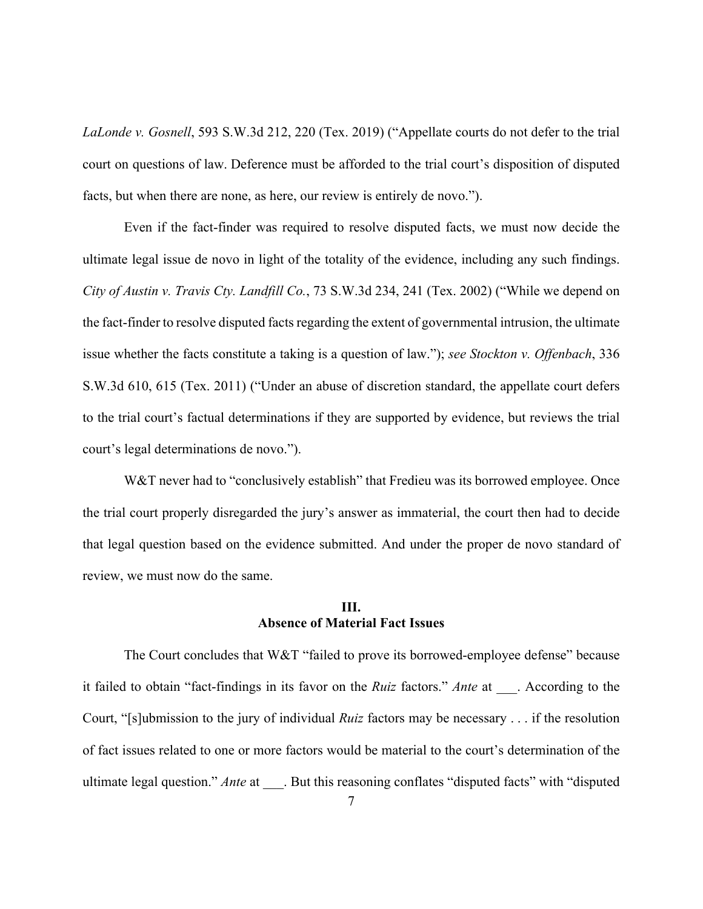*LaLonde v. Gosnell*, 593 S.W.3d 212, 220 (Tex. 2019) ("Appellate courts do not defer to the trial court on questions of law. Deference must be afforded to the trial court's disposition of disputed facts, but when there are none, as here, our review is entirely de novo.").

Even if the fact-finder was required to resolve disputed facts, we must now decide the ultimate legal issue de novo in light of the totality of the evidence, including any such findings. *City of Austin v. Travis Cty. Landfill Co.*, 73 S.W.3d 234, 241 (Tex. 2002) ("While we depend on the fact-finder to resolve disputed facts regarding the extent of governmental intrusion, the ultimate issue whether the facts constitute a taking is a question of law."); *see Stockton v. Offenbach*, 336 S.W.3d 610, 615 (Tex. 2011) ("Under an abuse of discretion standard, the appellate court defers to the trial court's factual determinations if they are supported by evidence, but reviews the trial court's legal determinations de novo.").

W&T never had to "conclusively establish" that Fredieu was its borrowed employee. Once the trial court properly disregarded the jury's answer as immaterial, the court then had to decide that legal question based on the evidence submitted. And under the proper de novo standard of review, we must now do the same.

## III.
## Absence of Material Fact Issues

The Court concludes that W&T "failed to prove its borrowed-employee defense" because it failed to obtain "fact-findings in its favor on the *Ruiz* factors." *Ante* at ___. According to the Court, "[s]ubmission to the jury of individual *Ruiz* factors may be necessary . . . if the resolution of fact issues related to one or more factors would be material to the court's determination of the ultimate legal question." *Ante* at ___. But this reasoning conflates "disputed facts" with "disputed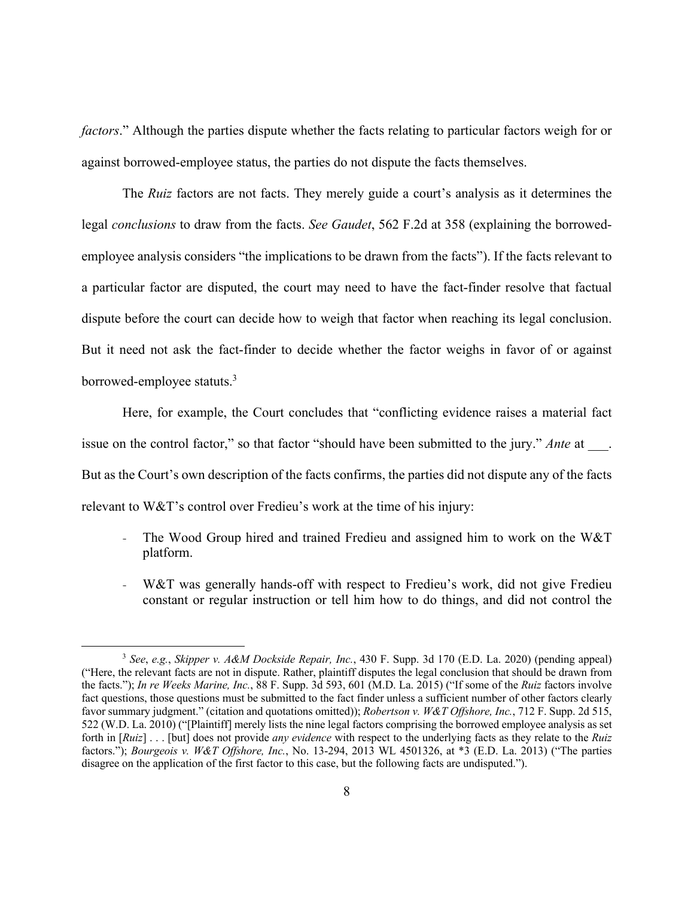*factors*." Although the parties dispute whether the facts relating to particular factors weigh for or against borrowed-employee status, the parties do not dispute the facts themselves.

The *Ruiz* factors are not facts. They merely guide a court's analysis as it determines the legal *conclusions* to draw from the facts. *See Gaudet*, 562 F.2d at 358 (explaining the borrowed-employee analysis considers "the implications to be drawn from the facts"). If the facts relevant to a particular factor are disputed, the court may need to have the fact-finder resolve that factual dispute before the court can decide how to weigh that factor when reaching its legal conclusion. But it need not ask the fact-finder to decide whether the factor weighs in favor of or against borrowed-employee statuts.[3]

Here, for example, the Court concludes that "conflicting evidence raises a material fact issue on the control factor," so that factor "should have been submitted to the jury." *Ante* at ___. But as the Court's own description of the facts confirms, the parties did not dispute any of the facts relevant to W&T's control over Fredieu's work at the time of his injury:

- The Wood Group hired and trained Fredieu and assigned him to work on the W&T platform.
- W&T was generally hands-off with respect to Fredieu's work, did not give Fredieu constant or regular instruction or tell him how to do things, and did not control the

---

[3] *See*, *e.g.*, *Skipper v. A&M Dockside Repair, Inc.*, 430 F. Supp. 3d 170 (E.D. La. 2020) (pending appeal) ("Here, the relevant facts are not in dispute. Rather, plaintiff disputes the legal conclusion that should be drawn from the facts."); *In re Weeks Marine, Inc.*, 88 F. Supp. 3d 593, 601 (M.D. La. 2015) ("If some of the *Ruiz* factors involve fact questions, those questions must be submitted to the fact finder unless a sufficient number of other factors clearly favor summary judgment." (citation and quotations omitted)); *Robertson v. W&T Offshore, Inc.*, 712 F. Supp. 2d 515, 522 (W.D. La. 2010) ("[Plaintiff] merely lists the nine legal factors comprising the borrowed employee analysis as set forth in [*Ruiz*] . . . [but] does not provide *any evidence* with respect to the underlying facts as they relate to the *Ruiz* factors."); *Bourgeois v. W&T Offshore, Inc.*, No. 13-294, 2013 WL 4501326, at *3 (E.D. La. 2013) ("The parties disagree on the application of the first factor to this case, but the following facts are undisputed.").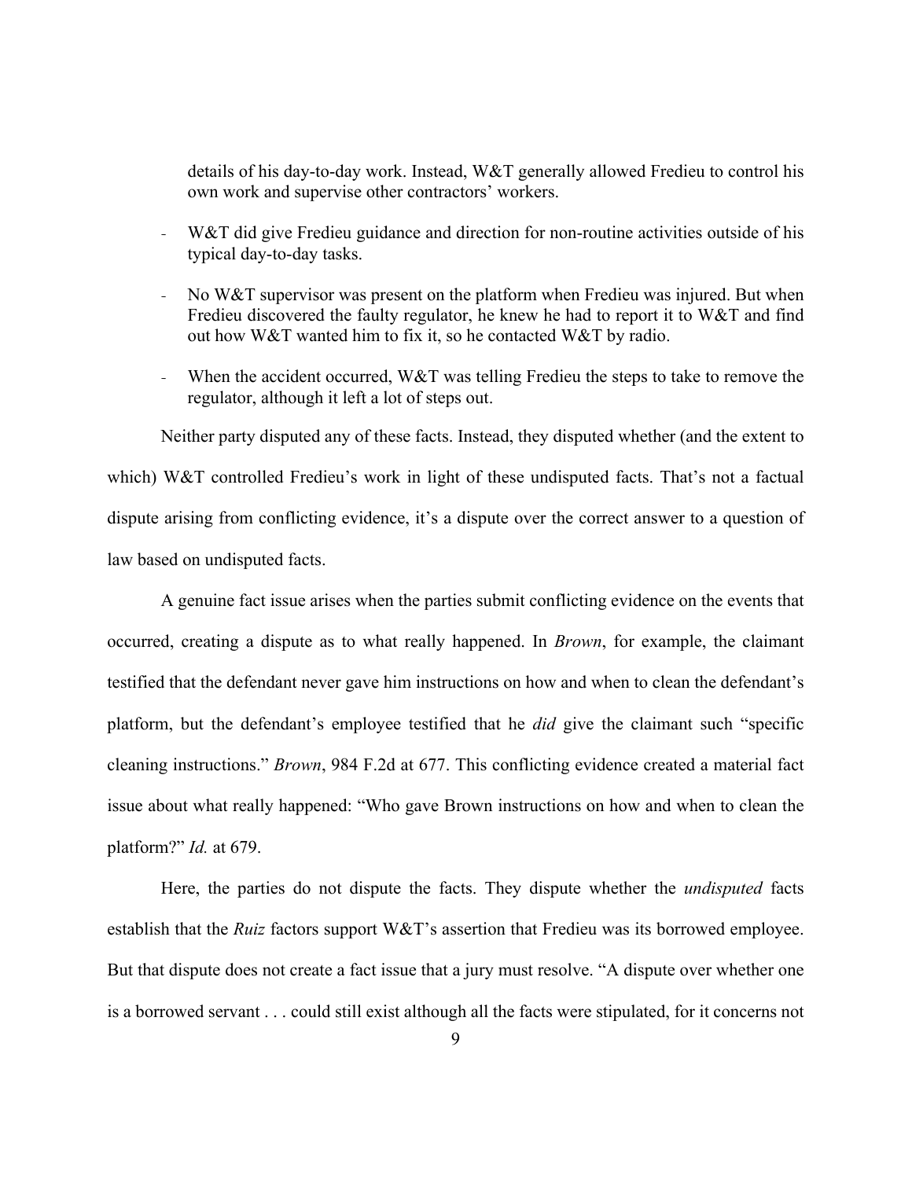details of his day-to-day work. Instead, W&T generally allowed Fredieu to control his own work and supervise other contractors' workers.

- W&T did give Fredieu guidance and direction for non-routine activities outside of his typical day-to-day tasks.
- No W&T supervisor was present on the platform when Fredieu was injured. But when Fredieu discovered the faulty regulator, he knew he had to report it to W&T and find out how W&T wanted him to fix it, so he contacted W&T by radio.
- When the accident occurred, W&T was telling Fredieu the steps to take to remove the regulator, although it left a lot of steps out.

Neither party disputed any of these facts. Instead, they disputed whether (and the extent to which) W&T controlled Fredieu's work in light of these undisputed facts. That's not a factual dispute arising from conflicting evidence, it's a dispute over the correct answer to a question of law based on undisputed facts.

A genuine fact issue arises when the parties submit conflicting evidence on the events that occurred, creating a dispute as to what really happened. In *Brown*, for example, the claimant testified that the defendant never gave him instructions on how and when to clean the defendant's platform, but the defendant's employee testified that he *did* give the claimant such "specific cleaning instructions." *Brown*, 984 F.2d at 677. This conflicting evidence created a material fact issue about what really happened: "Who gave Brown instructions on how and when to clean the platform?" *Id.* at 679.

Here, the parties do not dispute the facts. They dispute whether the *undisputed* facts establish that the *Ruiz* factors support W&T's assertion that Fredieu was its borrowed employee. But that dispute does not create a fact issue that a jury must resolve. "A dispute over whether one is a borrowed servant . . . could still exist although all the facts were stipulated, for it concerns not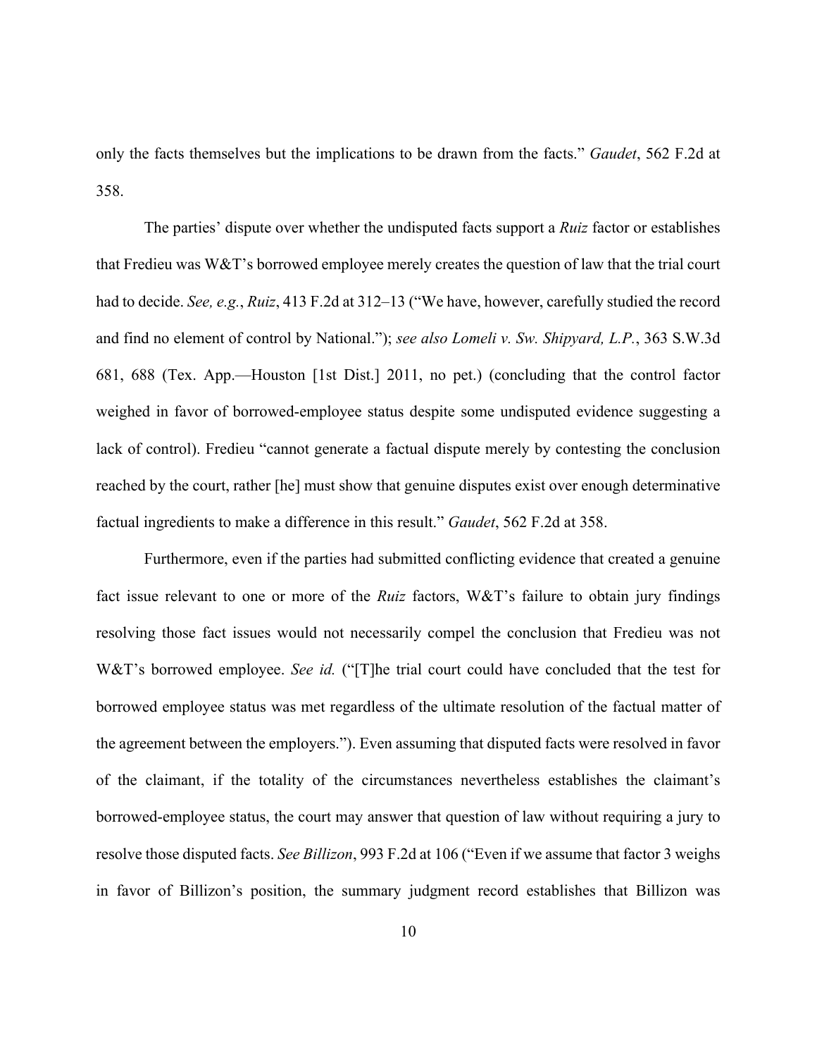only the facts themselves but the implications to be drawn from the facts." *Gaudet*, 562 F.2d at 358.

The parties' dispute over whether the undisputed facts support a *Ruiz* factor or establishes that Fredieu was W&T's borrowed employee merely creates the question of law that the trial court had to decide. *See, e.g.*, *Ruiz*, 413 F.2d at 312–13 ("We have, however, carefully studied the record and find no element of control by National."); *see also Lomeli v. Sw. Shipyard, L.P.*, 363 S.W.3d 681, 688 (Tex. App.—Houston [1st Dist.] 2011, no pet.) (concluding that the control factor weighed in favor of borrowed-employee status despite some undisputed evidence suggesting a lack of control). Fredieu "cannot generate a factual dispute merely by contesting the conclusion reached by the court, rather [he] must show that genuine disputes exist over enough determinative factual ingredients to make a difference in this result." *Gaudet*, 562 F.2d at 358.

Furthermore, even if the parties had submitted conflicting evidence that created a genuine fact issue relevant to one or more of the *Ruiz* factors, W&T's failure to obtain jury findings resolving those fact issues would not necessarily compel the conclusion that Fredieu was not W&T's borrowed employee. *See id.* ("[T]he trial court could have concluded that the test for borrowed employee status was met regardless of the ultimate resolution of the factual matter of the agreement between the employers."). Even assuming that disputed facts were resolved in favor of the claimant, if the totality of the circumstances nevertheless establishes the claimant's borrowed-employee status, the court may answer that question of law without requiring a jury to resolve those disputed facts. *See Billizon*, 993 F.2d at 106 ("Even if we assume that factor 3 weighs in favor of Billizon's position, the summary judgment record establishes that Billizon was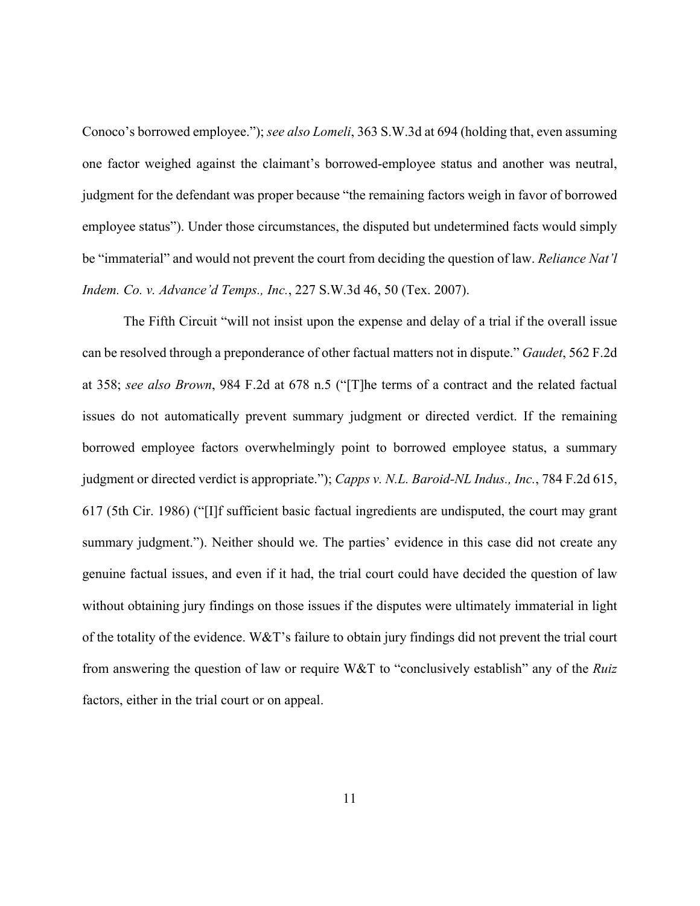Conoco's borrowed employee."); *see also Lomeli*, 363 S.W.3d at 694 (holding that, even assuming one factor weighed against the claimant's borrowed-employee status and another was neutral, judgment for the defendant was proper because "the remaining factors weigh in favor of borrowed employee status"). Under those circumstances, the disputed but undetermined facts would simply be "immaterial" and would not prevent the court from deciding the question of law. *Reliance Nat'l Indem. Co. v. Advance'd Temps., Inc.*, 227 S.W.3d 46, 50 (Tex. 2007).

The Fifth Circuit "will not insist upon the expense and delay of a trial if the overall issue can be resolved through a preponderance of other factual matters not in dispute." *Gaudet*, 562 F.2d at 358; *see also Brown*, 984 F.2d at 678 n.5 ("[T]he terms of a contract and the related factual issues do not automatically prevent summary judgment or directed verdict. If the remaining borrowed employee factors overwhelmingly point to borrowed employee status, a summary judgment or directed verdict is appropriate."); *Capps v. N.L. Baroid-NL Indus., Inc.*, 784 F.2d 615, 617 (5th Cir. 1986) ("[I]f sufficient basic factual ingredients are undisputed, the court may grant summary judgment."). Neither should we. The parties' evidence in this case did not create any genuine factual issues, and even if it had, the trial court could have decided the question of law without obtaining jury findings on those issues if the disputes were ultimately immaterial in light of the totality of the evidence. W&T's failure to obtain jury findings did not prevent the trial court from answering the question of law or require W&T to "conclusively establish" any of the *Ruiz* factors, either in the trial court or on appeal.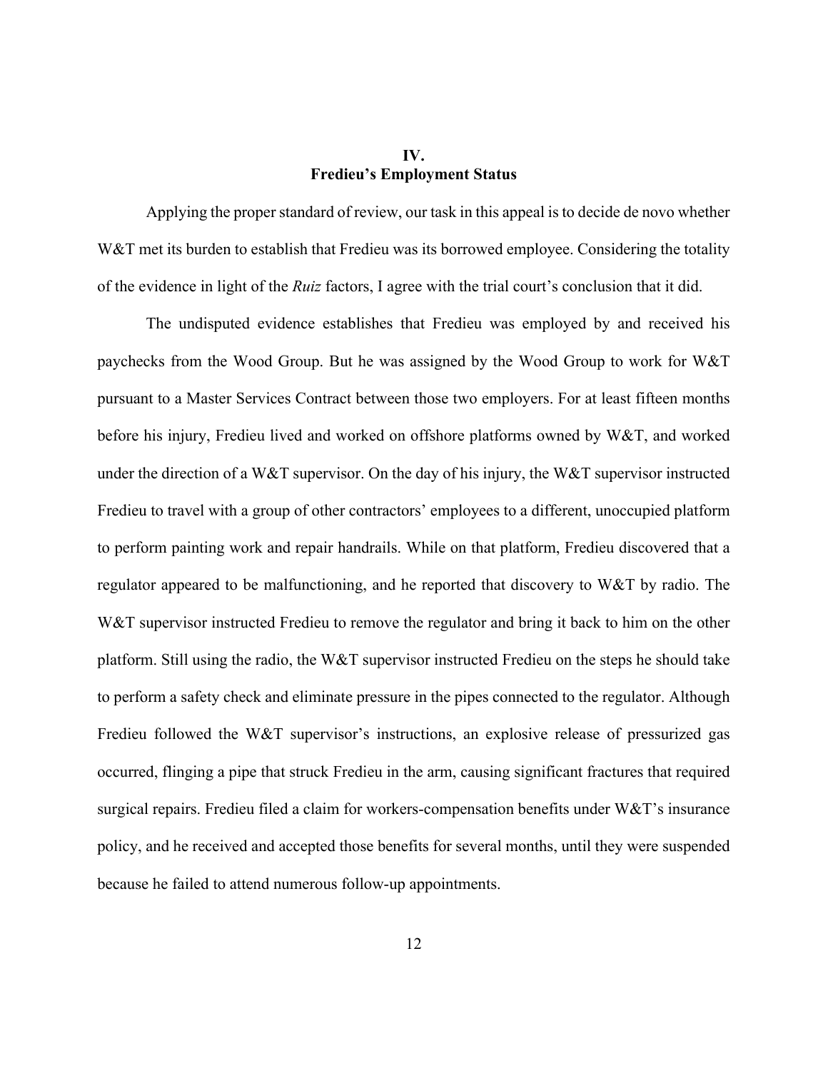## IV.
## Fredieu's Employment Status

Applying the proper standard of review, our task in this appeal is to decide de novo whether W&T met its burden to establish that Fredieu was its borrowed employee. Considering the totality of the evidence in light of the *Ruiz* factors, I agree with the trial court's conclusion that it did.

The undisputed evidence establishes that Fredieu was employed by and received his paychecks from the Wood Group. But he was assigned by the Wood Group to work for W&T pursuant to a Master Services Contract between those two employers. For at least fifteen months before his injury, Fredieu lived and worked on offshore platforms owned by W&T, and worked under the direction of a W&T supervisor. On the day of his injury, the W&T supervisor instructed Fredieu to travel with a group of other contractors' employees to a different, unoccupied platform to perform painting work and repair handrails. While on that platform, Fredieu discovered that a regulator appeared to be malfunctioning, and he reported that discovery to W&T by radio. The W&T supervisor instructed Fredieu to remove the regulator and bring it back to him on the other platform. Still using the radio, the W&T supervisor instructed Fredieu on the steps he should take to perform a safety check and eliminate pressure in the pipes connected to the regulator. Although Fredieu followed the W&T supervisor's instructions, an explosive release of pressurized gas occurred, flinging a pipe that struck Fredieu in the arm, causing significant fractures that required surgical repairs. Fredieu filed a claim for workers-compensation benefits under W&T's insurance policy, and he received and accepted those benefits for several months, until they were suspended because he failed to attend numerous follow-up appointments.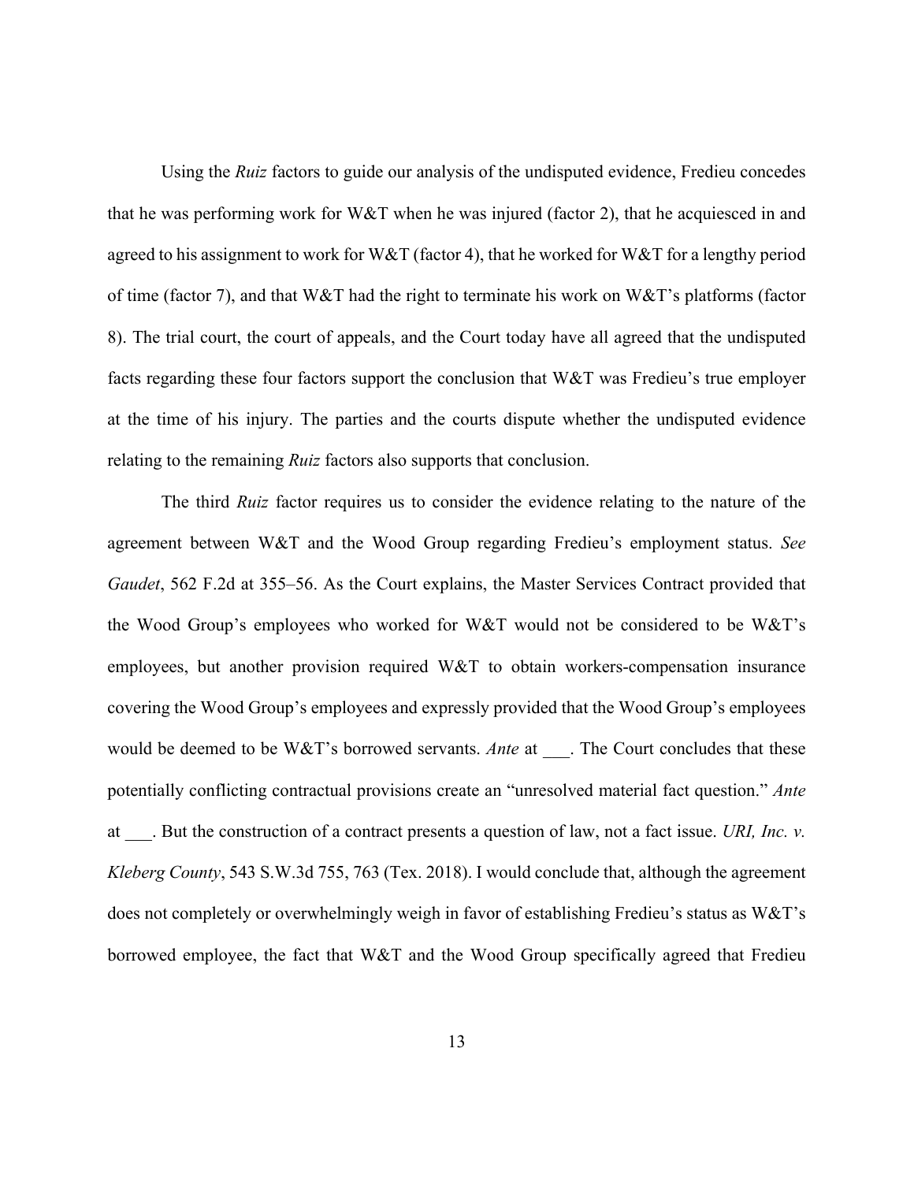Using the *Ruiz* factors to guide our analysis of the undisputed evidence, Fredieu concedes that he was performing work for W&T when he was injured (factor 2), that he acquiesced in and agreed to his assignment to work for W&T (factor 4), that he worked for W&T for a lengthy period of time (factor 7), and that W&T had the right to terminate his work on W&T's platforms (factor 8). The trial court, the court of appeals, and the Court today have all agreed that the undisputed facts regarding these four factors support the conclusion that W&T was Fredieu's true employer at the time of his injury. The parties and the courts dispute whether the undisputed evidence relating to the remaining *Ruiz* factors also supports that conclusion.

The third *Ruiz* factor requires us to consider the evidence relating to the nature of the agreement between W&T and the Wood Group regarding Fredieu's employment status. *See Gaudet*, 562 F.2d at 355–56. As the Court explains, the Master Services Contract provided that the Wood Group's employees who worked for W&T would not be considered to be W&T's employees, but another provision required W&T to obtain workers-compensation insurance covering the Wood Group's employees and expressly provided that the Wood Group's employees would be deemed to be W&T's borrowed servants. *Ante* at ___. The Court concludes that these potentially conflicting contractual provisions create an "unresolved material fact question." *Ante* at ___. But the construction of a contract presents a question of law, not a fact issue. *URI, Inc. v. Kleberg County*, 543 S.W.3d 755, 763 (Tex. 2018). I would conclude that, although the agreement does not completely or overwhelmingly weigh in favor of establishing Fredieu's status as W&T's borrowed employee, the fact that W&T and the Wood Group specifically agreed that Fredieu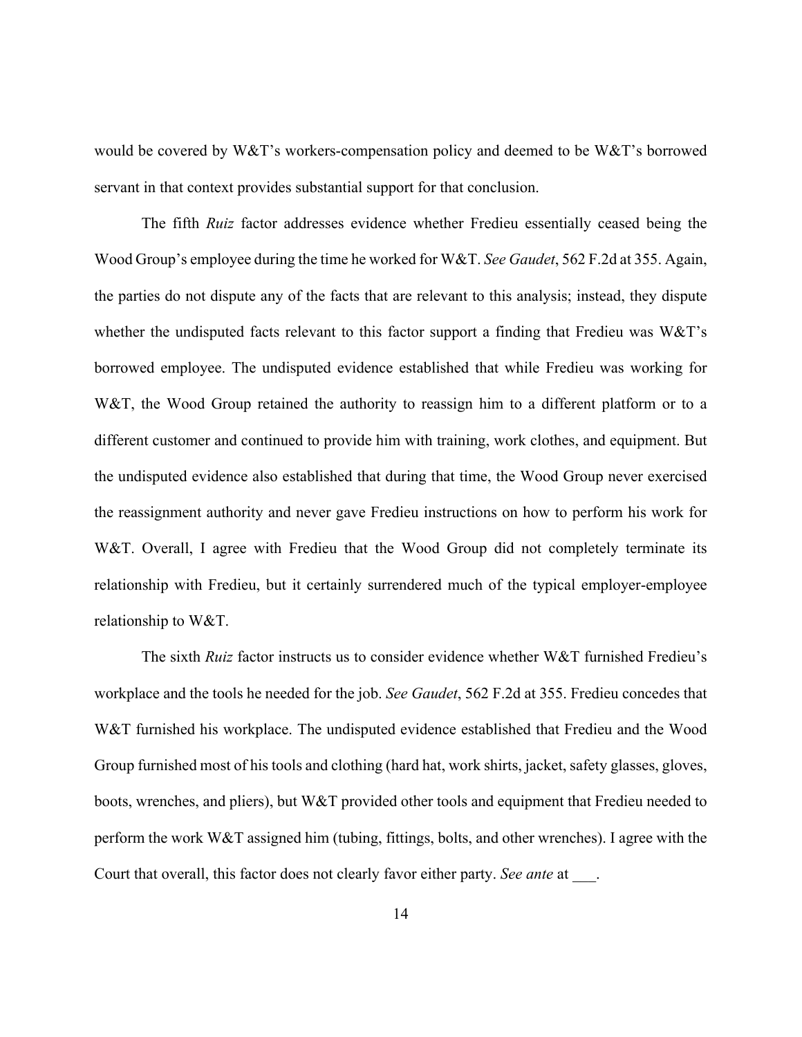would be covered by W&T's workers-compensation policy and deemed to be W&T's borrowed servant in that context provides substantial support for that conclusion.

The fifth *Ruiz* factor addresses evidence whether Fredieu essentially ceased being the Wood Group's employee during the time he worked for W&T. *See Gaudet*, 562 F.2d at 355. Again, the parties do not dispute any of the facts that are relevant to this analysis; instead, they dispute whether the undisputed facts relevant to this factor support a finding that Fredieu was W&T's borrowed employee. The undisputed evidence established that while Fredieu was working for W&T, the Wood Group retained the authority to reassign him to a different platform or to a different customer and continued to provide him with training, work clothes, and equipment. But the undisputed evidence also established that during that time, the Wood Group never exercised the reassignment authority and never gave Fredieu instructions on how to perform his work for W&T. Overall, I agree with Fredieu that the Wood Group did not completely terminate its relationship with Fredieu, but it certainly surrendered much of the typical employer-employee relationship to W&T.

The sixth *Ruiz* factor instructs us to consider evidence whether W&T furnished Fredieu's workplace and the tools he needed for the job. *See Gaudet*, 562 F.2d at 355. Fredieu concedes that W&T furnished his workplace. The undisputed evidence established that Fredieu and the Wood Group furnished most of his tools and clothing (hard hat, work shirts, jacket, safety glasses, gloves, boots, wrenches, and pliers), but W&T provided other tools and equipment that Fredieu needed to perform the work W&T assigned him (tubing, fittings, bolts, and other wrenches). I agree with the Court that overall, this factor does not clearly favor either party. *See ante* at ___.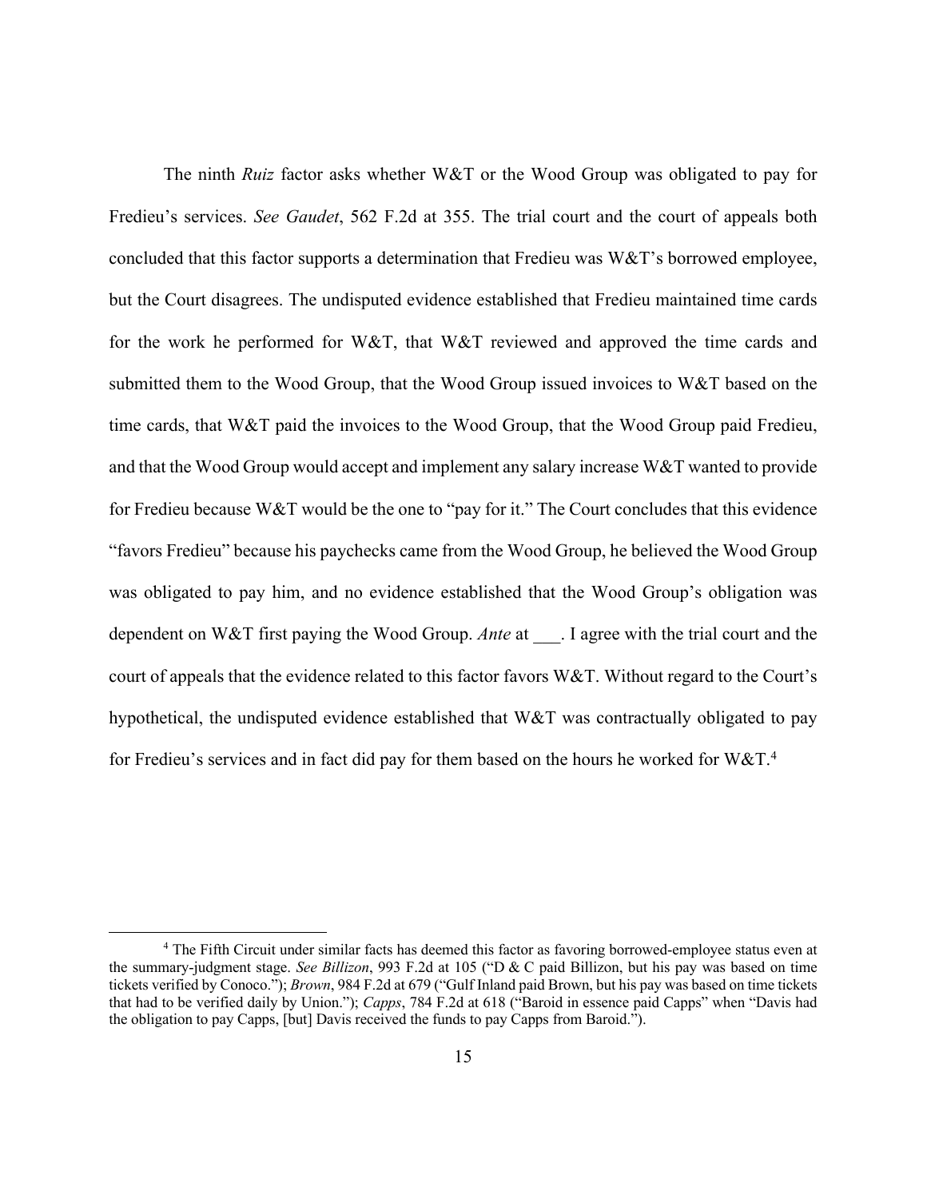The ninth *Ruiz* factor asks whether W&T or the Wood Group was obligated to pay for Fredieu's services. *See Gaudet*, 562 F.2d at 355. The trial court and the court of appeals both concluded that this factor supports a determination that Fredieu was W&T's borrowed employee, but the Court disagrees. The undisputed evidence established that Fredieu maintained time cards for the work he performed for W&T, that W&T reviewed and approved the time cards and submitted them to the Wood Group, that the Wood Group issued invoices to W&T based on the time cards, that W&T paid the invoices to the Wood Group, that the Wood Group paid Fredieu, and that the Wood Group would accept and implement any salary increase W&T wanted to provide for Fredieu because W&T would be the one to "pay for it." The Court concludes that this evidence "favors Fredieu" because his paychecks came from the Wood Group, he believed the Wood Group was obligated to pay him, and no evidence established that the Wood Group's obligation was dependent on W&T first paying the Wood Group. *Ante* at ___. I agree with the trial court and the court of appeals that the evidence related to this factor favors W&T. Without regard to the Court's hypothetical, the undisputed evidence established that W&T was contractually obligated to pay for Fredieu's services and in fact did pay for them based on the hours he worked for W&T.[4]

[4] The Fifth Circuit under similar facts has deemed this factor as favoring borrowed-employee status even at the summary-judgment stage. *See Billizon*, 993 F.2d at 105 ("D & C paid Billizon, but his pay was based on time tickets verified by Conoco."); *Brown*, 984 F.2d at 679 ("Gulf Inland paid Brown, but his pay was based on time tickets that had to be verified daily by Union."); *Capps*, 784 F.2d at 618 ("Baroid in essence paid Capps" when "Davis had the obligation to pay Capps, [but] Davis received the funds to pay Capps from Baroid.").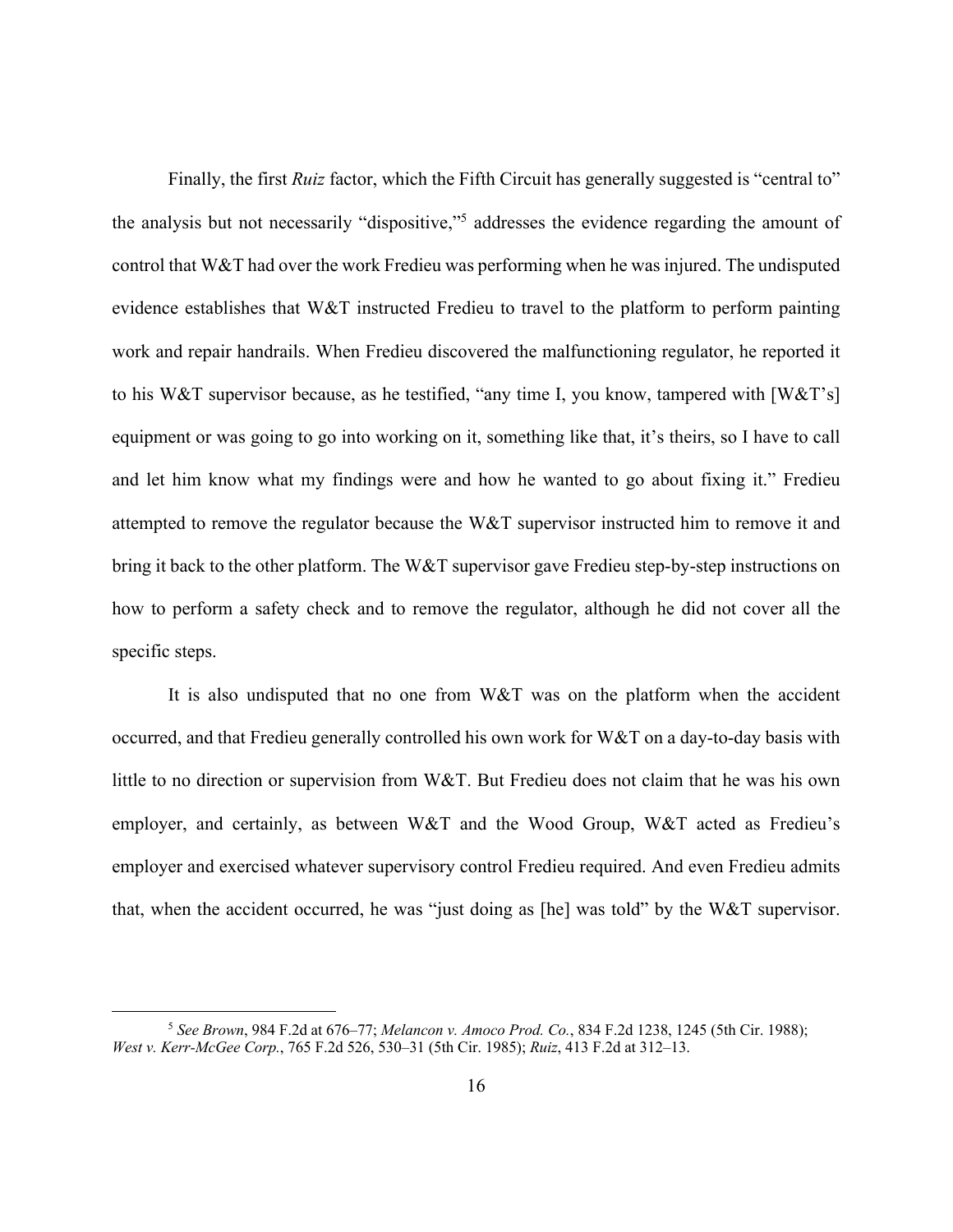Finally, the first *Ruiz* factor, which the Fifth Circuit has generally suggested is "central to" the analysis but not necessarily "dispositive,"[5] addresses the evidence regarding the amount of control that W&T had over the work Fredieu was performing when he was injured. The undisputed evidence establishes that W&T instructed Fredieu to travel to the platform to perform painting work and repair handrails. When Fredieu discovered the malfunctioning regulator, he reported it to his W&T supervisor because, as he testified, "any time I, you know, tampered with [W&T's] equipment or was going to go into working on it, something like that, it's theirs, so I have to call and let him know what my findings were and how he wanted to go about fixing it." Fredieu attempted to remove the regulator because the W&T supervisor instructed him to remove it and bring it back to the other platform. The W&T supervisor gave Fredieu step-by-step instructions on how to perform a safety check and to remove the regulator, although he did not cover all the specific steps.

It is also undisputed that no one from W&T was on the platform when the accident occurred, and that Fredieu generally controlled his own work for W&T on a day-to-day basis with little to no direction or supervision from W&T. But Fredieu does not claim that he was his own employer, and certainly, as between W&T and the Wood Group, W&T acted as Fredieu's employer and exercised whatever supervisory control Fredieu required. And even Fredieu admits that, when the accident occurred, he was "just doing as [he] was told" by the W&T supervisor.

---

[5] *See Brown*, 984 F.2d at 676–77; *Melancon v. Amoco Prod. Co.*, 834 F.2d 1238, 1245 (5th Cir. 1988); *West v. Kerr-McGee Corp.*, 765 F.2d 526, 530–31 (5th Cir. 1985); *Ruiz*, 413 F.2d at 312–13.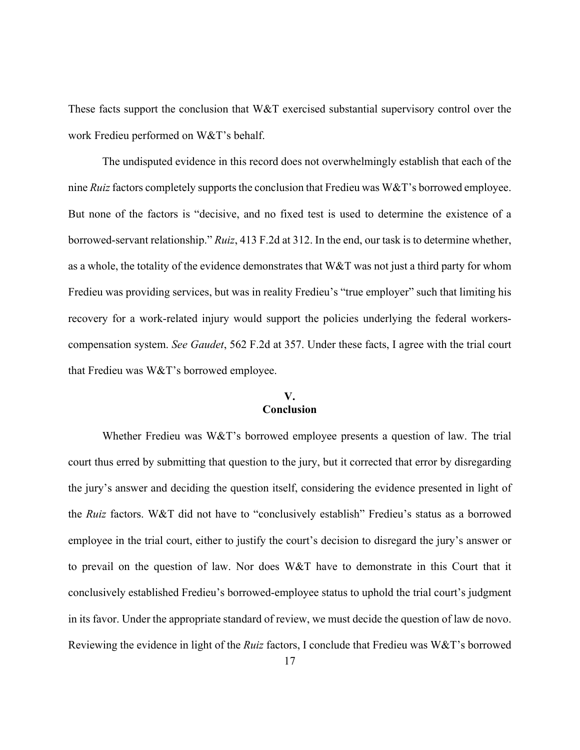These facts support the conclusion that W&T exercised substantial supervisory control over the work Fredieu performed on W&T's behalf.

The undisputed evidence in this record does not overwhelmingly establish that each of the nine *Ruiz* factors completely supports the conclusion that Fredieu was W&T's borrowed employee. But none of the factors is "decisive, and no fixed test is used to determine the existence of a borrowed-servant relationship." *Ruiz*, 413 F.2d at 312. In the end, our task is to determine whether, as a whole, the totality of the evidence demonstrates that W&T was not just a third party for whom Fredieu was providing services, but was in reality Fredieu's "true employer" such that limiting his recovery for a work-related injury would support the policies underlying the federal workers-compensation system. *See Gaudet*, 562 F.2d at 357. Under these facts, I agree with the trial court that Fredieu was W&T's borrowed employee.

## V. Conclusion

Whether Fredieu was W&T's borrowed employee presents a question of law. The trial court thus erred by submitting that question to the jury, but it corrected that error by disregarding the jury's answer and deciding the question itself, considering the evidence presented in light of the *Ruiz* factors. W&T did not have to "conclusively establish" Fredieu's status as a borrowed employee in the trial court, either to justify the court's decision to disregard the jury's answer or to prevail on the question of law. Nor does W&T have to demonstrate in this Court that it conclusively established Fredieu's borrowed-employee status to uphold the trial court's judgment in its favor. Under the appropriate standard of review, we must decide the question of law de novo. Reviewing the evidence in light of the *Ruiz* factors, I conclude that Fredieu was W&T's borrowed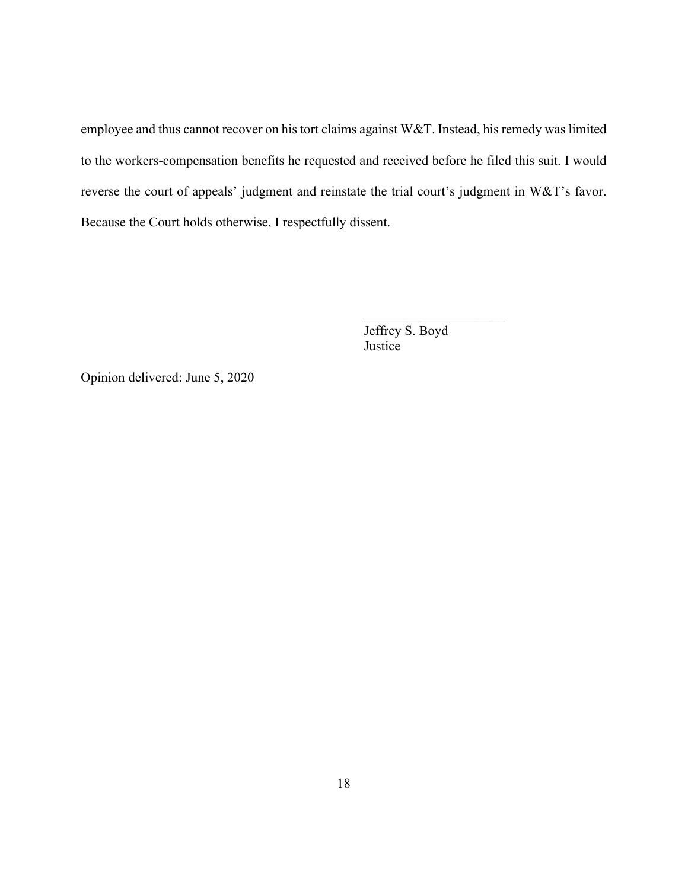employee and thus cannot recover on his tort claims against W&T. Instead, his remedy was limited to the workers-compensation benefits he requested and received before he filed this suit. I would reverse the court of appeals' judgment and reinstate the trial court's judgment in W&T's favor. Because the Court holds otherwise, I respectfully dissent.

______________________
Jeffrey S. Boyd
Justice

Opinion delivered: June 5, 2020